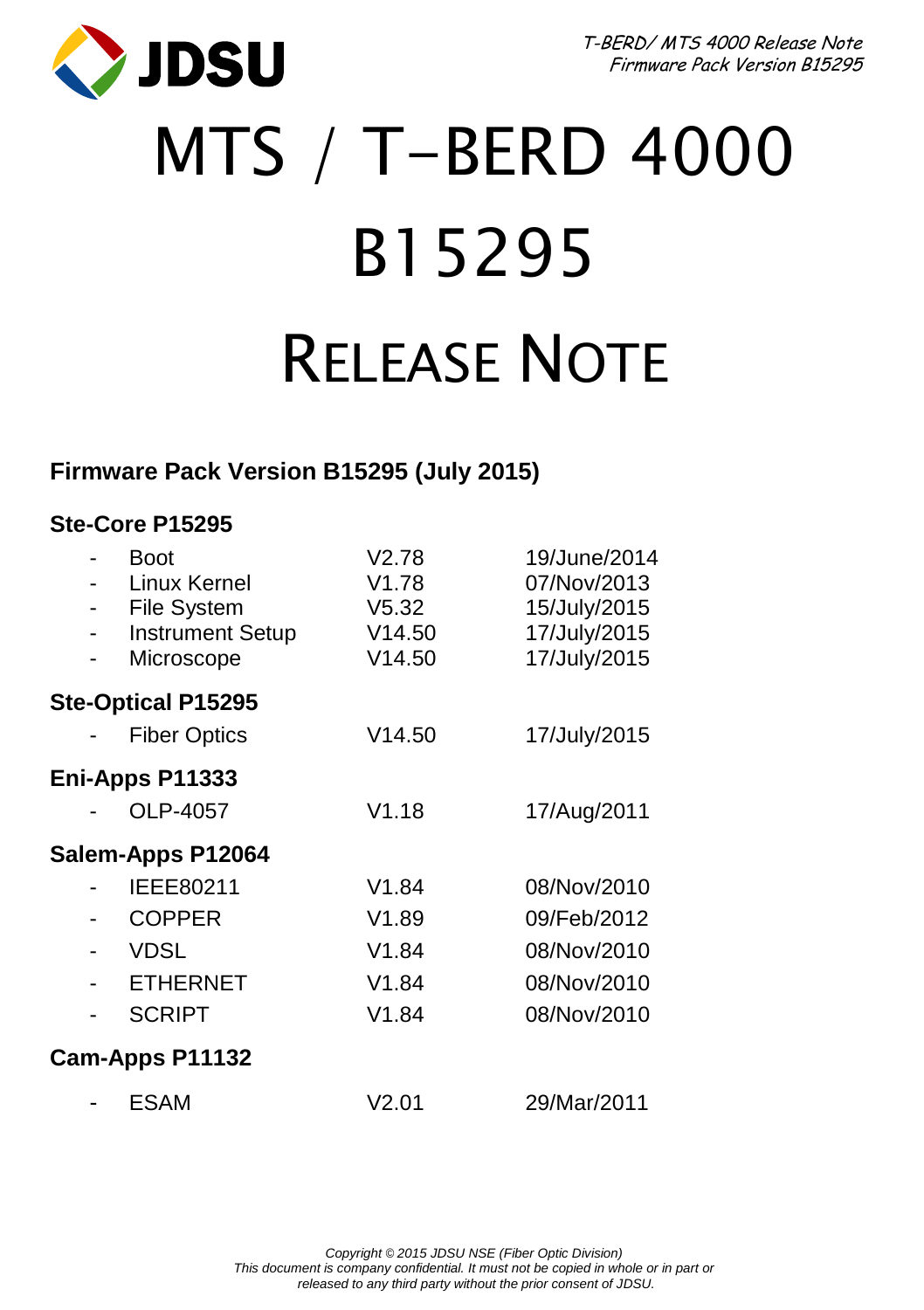JDSU

# MTS / T-BERD 4000 B15295 RELEASE NOTE

## Firmware Pack Version B15295 (July 2015)

### Ste-Core P15295

| | | |
|---|---|---|
| - Boot | V2.78 | 19/June/2014 |
| - Linux Kernel | V1.78 | 07/Nov/2013 |
| - File System | V5.32 | 15/July/2015 |
| - Instrument Setup | V14.50 | 17/July/2015 |
| - Microscope | V14.50 | 17/July/2015 |

### Ste-Optical P15295

| | | |
|---|---|---|
| - Fiber Optics | V14.50 | 17/July/2015 |

### Eni-Apps P11333

| | | |
|---|---|---|
| - OLP-4057 | V1.18 | 17/Aug/2011 |

### Salem-Apps P12064

| | | |
|---|---|---|
| - IEEE80211 | V1.84 | 08/Nov/2010 |
| - COPPER | V1.89 | 09/Feb/2012 |
| - VDSL | V1.84 | 08/Nov/2010 |
| - ETHERNET | V1.84 | 08/Nov/2010 |
| - SCRIPT | V1.84 | 08/Nov/2010 |

### Cam-Apps P11132

| | | |
|---|---|---|
| - ESAM | V2.01 | 29/Mar/2011 |

*Copyright © 2015 JDSU NSE (Fiber Optic Division)*
*This document is company confidential. It must not be copied in whole or in part or released to any third party without the prior consent of JDSU.*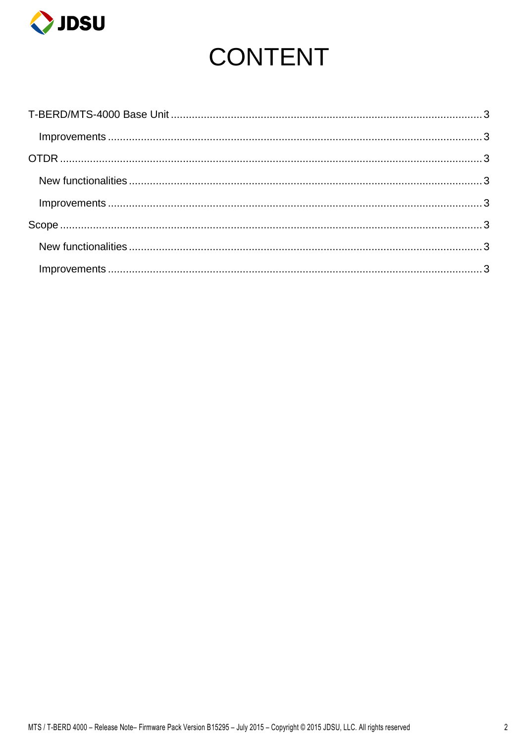# CONTENT

T-BERD/MTS-4000 Base Unit ........................................................................................................ 3

  Improvements ........................................................................................................................ 3

OTDR .......................................................................................................................................... 3

  New functionalities ................................................................................................................ 3

  Improvements ........................................................................................................................ 3

Scope .......................................................................................................................................... 3

  New functionalities ................................................................................................................ 3

  Improvements ........................................................................................................................ 3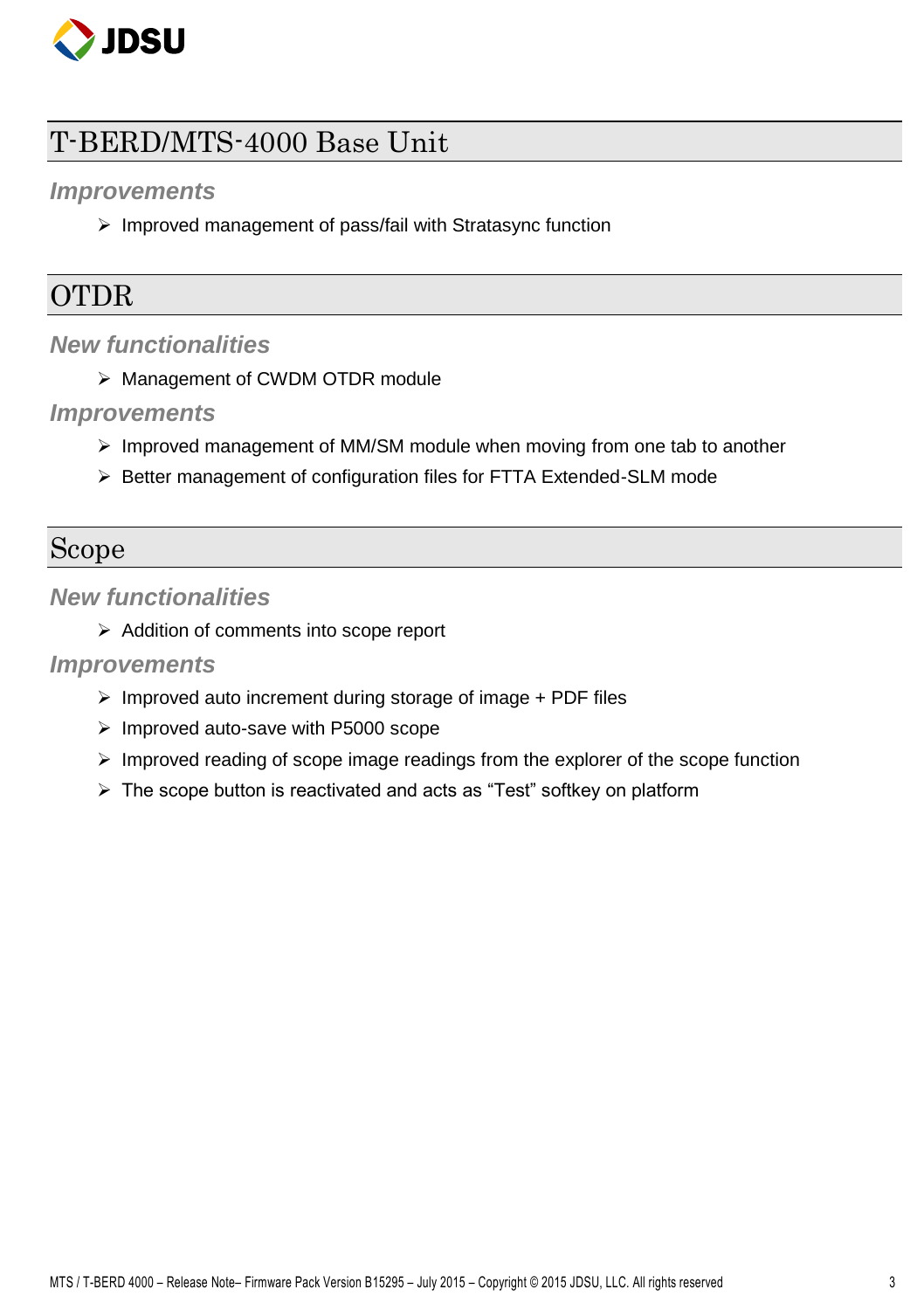## T-BERD/MTS-4000 Base Unit

### Improvements

- Improved management of pass/fail with Stratasync function

## OTDR

### New functionalities

- Management of CWDM OTDR module

### Improvements

- Improved management of MM/SM module when moving from one tab to another
- Better management of configuration files for FTTA Extended-SLM mode

## Scope

### New functionalities

- Addition of comments into scope report

### Improvements

- Improved auto increment during storage of image + PDF files
- Improved auto-save with P5000 scope
- Improved reading of scope image readings from the explorer of the scope function
- The scope button is reactivated and acts as “Test” softkey on platform